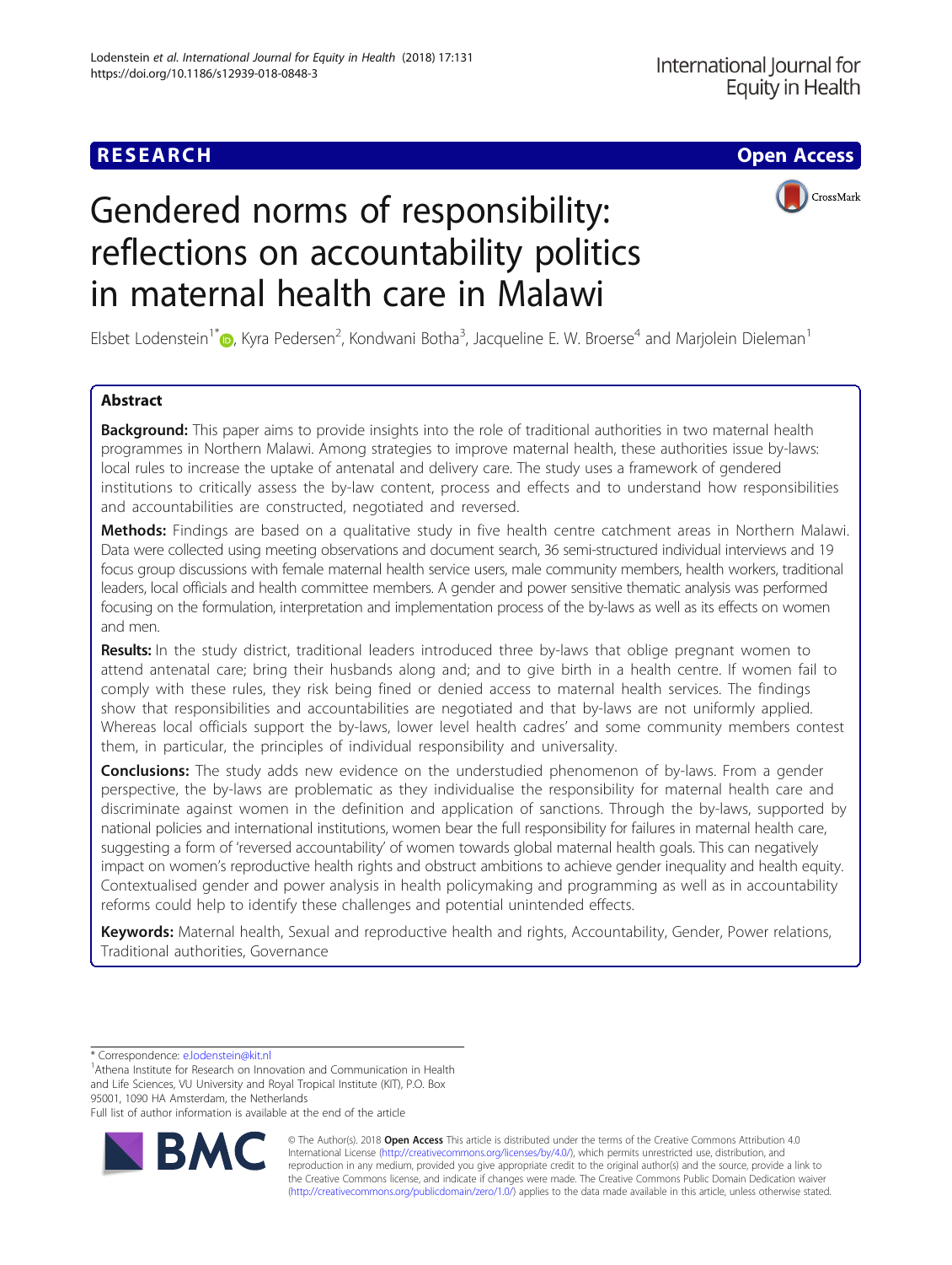RESEARCH

Open Access

# Gendered norms of responsibility: reflections on accountability politics in maternal health care in Malawi

Elsbet Lodenstein[1*], Kyra Pedersen[2], Kondwani Botha[3], Jacqueline E. W. Broerse[4] and Marjolein Dieleman[1]

## Abstract

**Background:** This paper aims to provide insights into the role of traditional authorities in two maternal health programmes in Northern Malawi. Among strategies to improve maternal health, these authorities issue by-laws: local rules to increase the uptake of antenatal and delivery care. The study uses a framework of gendered institutions to critically assess the by-law content, process and effects and to understand how responsibilities and accountabilities are constructed, negotiated and reversed.

**Methods:** Findings are based on a qualitative study in five health centre catchment areas in Northern Malawi. Data were collected using meeting observations and document search, 36 semi-structured individual interviews and 19 focus group discussions with female maternal health service users, male community members, health workers, traditional leaders, local officials and health committee members. A gender and power sensitive thematic analysis was performed focusing on the formulation, interpretation and implementation process of the by-laws as well as its effects on women and men.

**Results:** In the study district, traditional leaders introduced three by-laws that oblige pregnant women to attend antenatal care; bring their husbands along and; and to give birth in a health centre. If women fail to comply with these rules, they risk being fined or denied access to maternal health services. The findings show that responsibilities and accountabilities are negotiated and that by-laws are not uniformly applied. Whereas local officials support the by-laws, lower level health cadres' and some community members contest them, in particular, the principles of individual responsibility and universality.

**Conclusions:** The study adds new evidence on the understudied phenomenon of by-laws. From a gender perspective, the by-laws are problematic as they individualise the responsibility for maternal health care and discriminate against women in the definition and application of sanctions. Through the by-laws, supported by national policies and international institutions, women bear the full responsibility for failures in maternal health care, suggesting a form of 'reversed accountability' of women towards global maternal health goals. This can negatively impact on women's reproductive health rights and obstruct ambitions to achieve gender inequality and health equity. Contextualised gender and power analysis in health policymaking and programming as well as in accountability reforms could help to identify these challenges and potential unintended effects.

**Keywords:** Maternal health, Sexual and reproductive health and rights, Accountability, Gender, Power relations, Traditional authorities, Governance

---

\* Correspondence: e.lodenstein@kit.nl

[1]Athena Institute for Research on Innovation and Communication in Health and Life Sciences, VU University and Royal Tropical Institute (KIT), P.O. Box 95001, 1090 HA Amsterdam, the Netherlands

Full list of author information is available at the end of the article

© The Author(s). 2018 **Open Access** This article is distributed under the terms of the Creative Commons Attribution 4.0 International License (http://creativecommons.org/licenses/by/4.0/), which permits unrestricted use, distribution, and reproduction in any medium, provided you give appropriate credit to the original author(s) and the source, provide a link to the Creative Commons license, and indicate if changes were made. The Creative Commons Public Domain Dedication waiver (http://creativecommons.org/publicdomain/zero/1.0/) applies to the data made available in this article, unless otherwise stated.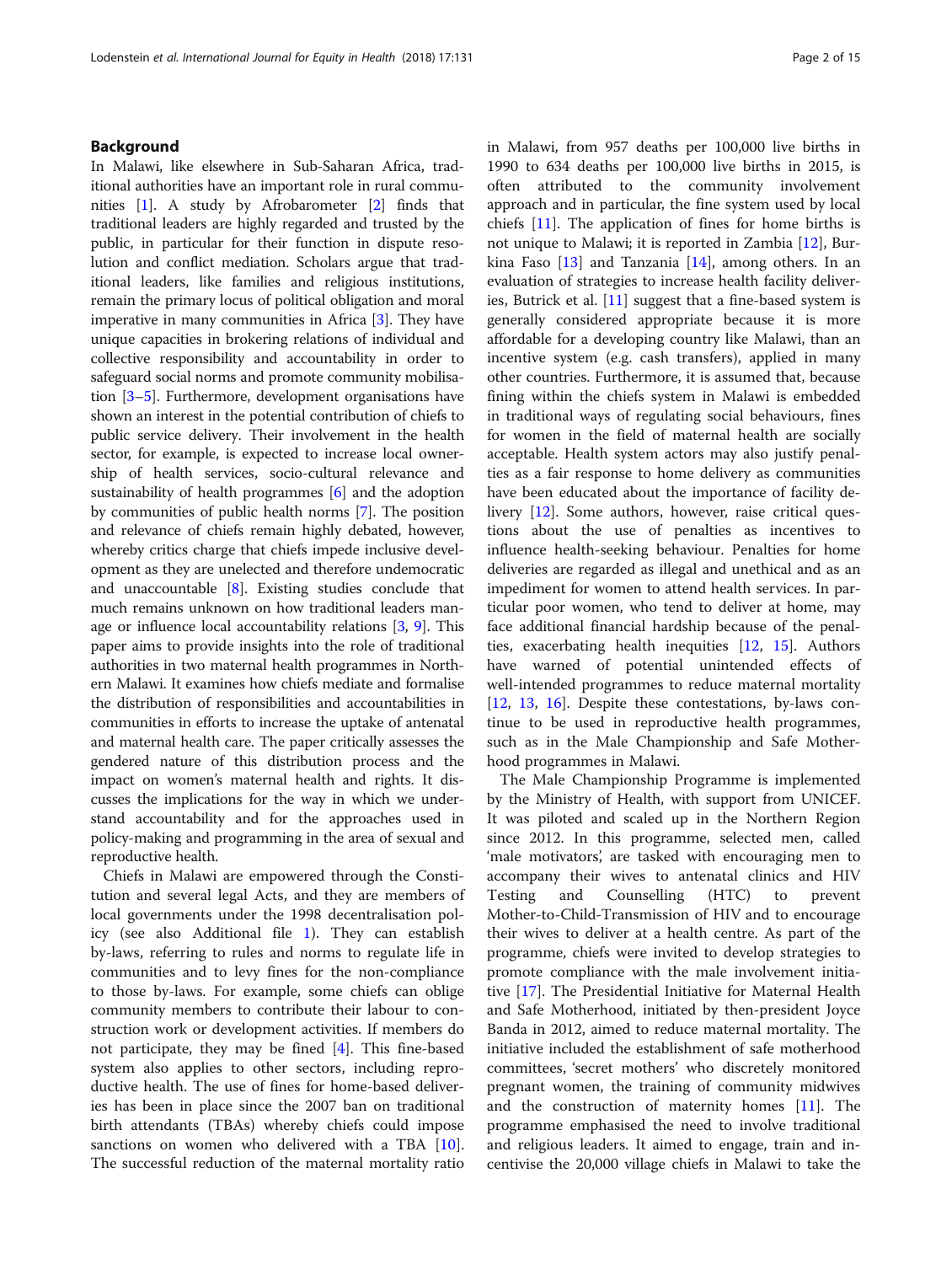## Background

In Malawi, like elsewhere in Sub-Saharan Africa, traditional authorities have an important role in rural communities [1]. A study by Afrobarometer [2] finds that traditional leaders are highly regarded and trusted by the public, in particular for their function in dispute resolution and conflict mediation. Scholars argue that traditional leaders, like families and religious institutions, remain the primary locus of political obligation and moral imperative in many communities in Africa [3]. They have unique capacities in brokering relations of individual and collective responsibility and accountability in order to safeguard social norms and promote community mobilisation [3–5]. Furthermore, development organisations have shown an interest in the potential contribution of chiefs to public service delivery. Their involvement in the health sector, for example, is expected to increase local ownership of health services, socio-cultural relevance and sustainability of health programmes [6] and the adoption by communities of public health norms [7]. The position and relevance of chiefs remain highly debated, however, whereby critics charge that chiefs impede inclusive development as they are unelected and therefore undemocratic and unaccountable [8]. Existing studies conclude that much remains unknown on how traditional leaders manage or influence local accountability relations [3, 9]. This paper aims to provide insights into the role of traditional authorities in two maternal health programmes in Northern Malawi. It examines how chiefs mediate and formalise the distribution of responsibilities and accountabilities in communities in efforts to increase the uptake of antenatal and maternal health care. The paper critically assesses the gendered nature of this distribution process and the impact on women's maternal health and rights. It discusses the implications for the way in which we understand accountability and for the approaches used in policy-making and programming in the area of sexual and reproductive health.

Chiefs in Malawi are empowered through the Constitution and several legal Acts, and they are members of local governments under the 1998 decentralisation policy (see also Additional file 1). They can establish by-laws, referring to rules and norms to regulate life in communities and to levy fines for the non-compliance to those by-laws. For example, some chiefs can oblige community members to contribute their labour to construction work or development activities. If members do not participate, they may be fined [4]. This fine-based system also applies to other sectors, including reproductive health. The use of fines for home-based deliveries has been in place since the 2007 ban on traditional birth attendants (TBAs) whereby chiefs could impose sanctions on women who delivered with a TBA [10]. The successful reduction of the maternal mortality ratio in Malawi, from 957 deaths per 100,000 live births in 1990 to 634 deaths per 100,000 live births in 2015, is often attributed to the community involvement approach and in particular, the fine system used by local chiefs [11]. The application of fines for home births is not unique to Malawi; it is reported in Zambia [12], Burkina Faso [13] and Tanzania [14], among others. In an evaluation of strategies to increase health facility deliveries, Butrick et al. [11] suggest that a fine-based system is generally considered appropriate because it is more affordable for a developing country like Malawi, than an incentive system (e.g. cash transfers), applied in many other countries. Furthermore, it is assumed that, because fining within the chiefs system in Malawi is embedded in traditional ways of regulating social behaviours, fines for women in the field of maternal health are socially acceptable. Health system actors may also justify penalties as a fair response to home delivery as communities have been educated about the importance of facility delivery [12]. Some authors, however, raise critical questions about the use of penalties as incentives to influence health-seeking behaviour. Penalties for home deliveries are regarded as illegal and unethical and as an impediment for women to attend health services. In particular poor women, who tend to deliver at home, may face additional financial hardship because of the penalties, exacerbating health inequities [12, 15]. Authors have warned of potential unintended effects of well-intended programmes to reduce maternal mortality [12, 13, 16]. Despite these contestations, by-laws continue to be used in reproductive health programmes, such as in the Male Championship and Safe Motherhood programmes in Malawi.

The Male Championship Programme is implemented by the Ministry of Health, with support from UNICEF. It was piloted and scaled up in the Northern Region since 2012. In this programme, selected men, called 'male motivators', are tasked with encouraging men to accompany their wives to antenatal clinics and HIV Testing and Counselling (HTC) to prevent Mother-to-Child-Transmission of HIV and to encourage their wives to deliver at a health centre. As part of the programme, chiefs were invited to develop strategies to promote compliance with the male involvement initiative [17]. The Presidential Initiative for Maternal Health and Safe Motherhood, initiated by then-president Joyce Banda in 2012, aimed to reduce maternal mortality. The initiative included the establishment of safe motherhood committees, 'secret mothers' who discretely monitored pregnant women, the training of community midwives and the construction of maternity homes [11]. The programme emphasised the need to involve traditional and religious leaders. It aimed to engage, train and incentivise the 20,000 village chiefs in Malawi to take the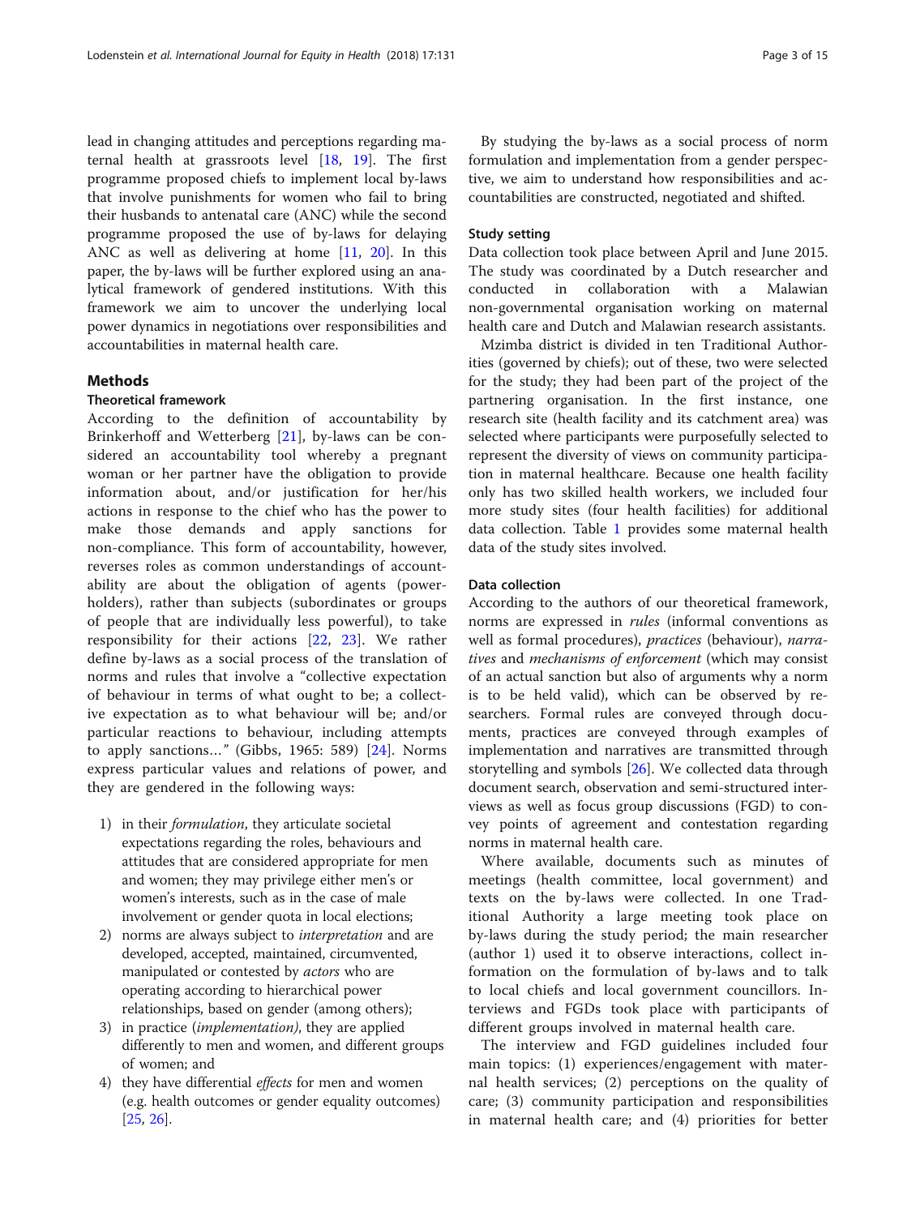lead in changing attitudes and perceptions regarding maternal health at grassroots level [18, 19]. The first programme proposed chiefs to implement local by-laws that involve punishments for women who fail to bring their husbands to antenatal care (ANC) while the second programme proposed the use of by-laws for delaying ANC as well as delivering at home [11, 20]. In this paper, the by-laws will be further explored using an analytical framework of gendered institutions. With this framework we aim to uncover the underlying local power dynamics in negotiations over responsibilities and accountabilities in maternal health care.

## Methods

### Theoretical framework

According to the definition of accountability by Brinkerhoff and Wetterberg [21], by-laws can be considered an accountability tool whereby a pregnant woman or her partner have the obligation to provide information about, and/or justification for her/his actions in response to the chief who has the power to make those demands and apply sanctions for non-compliance. This form of accountability, however, reverses roles as common understandings of accountability are about the obligation of agents (power-holders), rather than subjects (subordinates or groups of people that are individually less powerful), to take responsibility for their actions [22, 23]. We rather define by-laws as a social process of the translation of norms and rules that involve a "collective expectation of behaviour in terms of what ought to be; a collective expectation as to what behaviour will be; and/or particular reactions to behaviour, including attempts to apply sanctions…" (Gibbs, 1965: 589) [24]. Norms express particular values and relations of power, and they are gendered in the following ways:

1) in their *formulation*, they articulate societal expectations regarding the roles, behaviours and attitudes that are considered appropriate for men and women; they may privilege either men's or women's interests, such as in the case of male involvement or gender quota in local elections;
2) norms are always subject to *interpretation* and are developed, accepted, maintained, circumvented, manipulated or contested by *actors* who are operating according to hierarchical power relationships, based on gender (among others);
3) in practice (*implementation*), they are applied differently to men and women, and different groups of women; and
4) they have differential *effects* for men and women (e.g. health outcomes or gender equality outcomes) [25, 26].

By studying the by-laws as a social process of norm formulation and implementation from a gender perspective, we aim to understand how responsibilities and accountabilities are constructed, negotiated and shifted.

### Study setting

Data collection took place between April and June 2015. The study was coordinated by a Dutch researcher and conducted in collaboration with a Malawian non-governmental organisation working on maternal health care and Dutch and Malawian research assistants.

Mzimba district is divided in ten Traditional Authorities (governed by chiefs); out of these, two were selected for the study; they had been part of the project of the partnering organisation. In the first instance, one research site (health facility and its catchment area) was selected where participants were purposefully selected to represent the diversity of views on community participation in maternal healthcare. Because one health facility only has two skilled health workers, we included four more study sites (four health facilities) for additional data collection. Table 1 provides some maternal health data of the study sites involved.

### Data collection

According to the authors of our theoretical framework, norms are expressed in *rules* (informal conventions as well as formal procedures), *practices* (behaviour), *narratives* and *mechanisms of enforcement* (which may consist of an actual sanction but also of arguments why a norm is to be held valid), which can be observed by researchers. Formal rules are conveyed through documents, practices are conveyed through examples of implementation and narratives are transmitted through storytelling and symbols [26]. We collected data through document search, observation and semi-structured interviews as well as focus group discussions (FGD) to convey points of agreement and contestation regarding norms in maternal health care.

Where available, documents such as minutes of meetings (health committee, local government) and texts on the by-laws were collected. In one Traditional Authority a large meeting took place on by-laws during the study period; the main researcher (author 1) used it to observe interactions, collect information on the formulation of by-laws and to talk to local chiefs and local government councillors. Interviews and FGDs took place with participants of different groups involved in maternal health care.

The interview and FGD guidelines included four main topics: (1) experiences/engagement with maternal health services; (2) perceptions on the quality of care; (3) community participation and responsibilities in maternal health care; and (4) priorities for better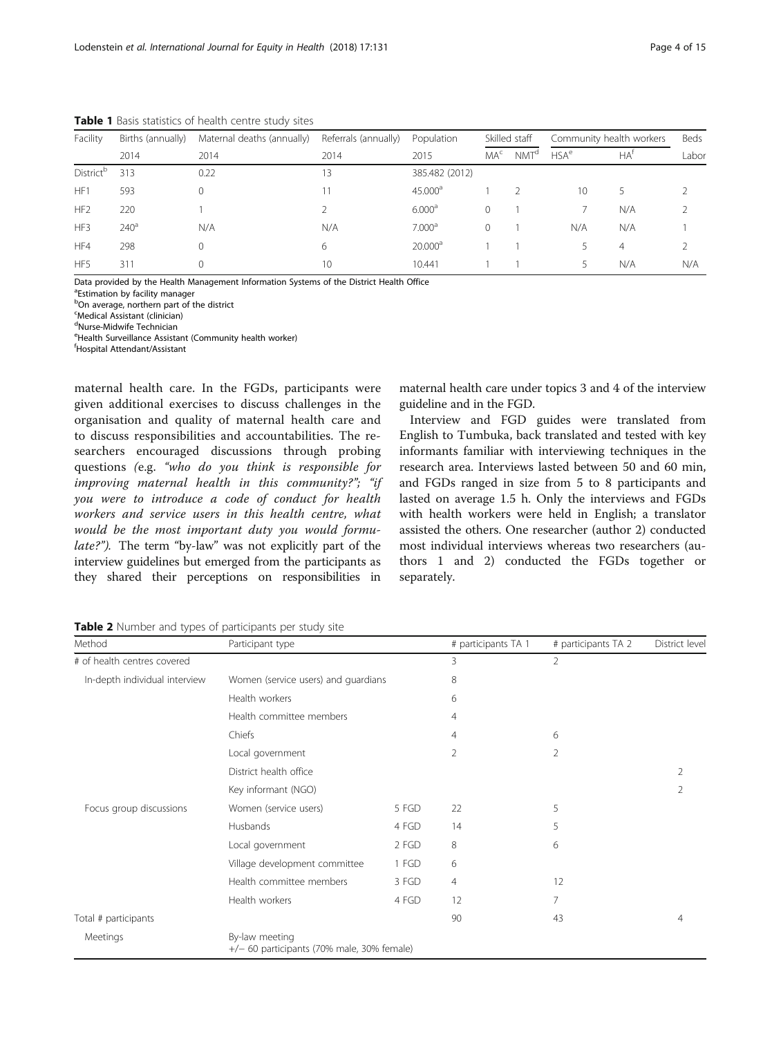**Table 1** Basis statistics of health centre study sites

| Facility | Births (annually) | Maternal deaths (annually) | Referrals (annually) | Population | Skilled staff | | Community health workers | | Beds |
|---|---|---|---|---|---|---|---|---|---|
| | 2014 | 2014 | 2014 | 2015 | MA[c] | NMT[d] | HSA[e] | HA[f] | Labor |
| District[b] | 313 | 0.22 | 13 | 385.482 (2012) | | | | | |
| HF1 | 593 | 0 | 11 | 45.000[a] | 1 | 2 | 10 | 5 | 2 |
| HF2 | 220 | 1 | 2 | 6.000[a] | 0 | 1 | 7 | N/A | 2 |
| HF3 | 240[a] | N/A | N/A | 7.000[a] | 0 | 1 | N/A | N/A | 1 |
| HF4 | 298 | 0 | 6 | 20.000[a] | 1 | 1 | 5 | 4 | 2 |
| HF5 | 311 | 0 | 10 | 10.441 | 1 | 1 | 5 | N/A | N/A |

Data provided by the Health Management Information Systems of the District Health Office
[a]Estimation by facility manager
[b]On average, northern part of the district
[c]Medical Assistant (clinician)
[d]Nurse-Midwife Technician
[e]Health Surveillance Assistant (Community health worker)
[f]Hospital Attendant/Assistant

maternal health care. In the FGDs, participants were given additional exercises to discuss challenges in the organisation and quality of maternal health care and to discuss responsibilities and accountabilities. The researchers encouraged discussions through probing questions (e.g. *"who do you think is responsible for improving maternal health in this community?"; "if you were to introduce a code of conduct for health workers and service users in this health centre, what would be the most important duty you would formulate?")*. The term "by-law" was not explicitly part of the interview guidelines but emerged from the participants as they shared their perceptions on responsibilities in maternal health care under topics 3 and 4 of the interview guideline and in the FGD.

Interview and FGD guides were translated from English to Tumbuka, back translated and tested with key informants familiar with interviewing techniques in the research area. Interviews lasted between 50 and 60 min, and FGDs ranged in size from 5 to 8 participants and lasted on average 1.5 h. Only the interviews and FGDs with health workers were held in English; a translator assisted the others. One researcher (author 2) conducted most individual interviews whereas two researchers (authors 1 and 2) conducted the FGDs together or separately.

**Table 2** Number and types of participants per study site

| Method | Participant type | | # participants TA 1 | # participants TA 2 | District level |
|---|---|---|---|---|---|
| # of health centres covered | | | 3 | 2 | |
| In-depth individual interview | Women (service users) and guardians | | 8 | | |
| | Health workers | | 6 | | |
| | Health committee members | | 4 | | |
| | Chiefs | | 4 | 6 | |
| | Local government | | 2 | 2 | |
| | District health office | | | | 2 |
| | Key informant (NGO) | | | | 2 |
| Focus group discussions | Women (service users) | 5 FGD | 22 | 5 | |
| | Husbands | 4 FGD | 14 | 5 | |
| | Local government | 2 FGD | 8 | 6 | |
| | Village development committee | 1 FGD | 6 | | |
| | Health committee members | 3 FGD | 4 | 12 | |
| | Health workers | 4 FGD | 12 | 7 | |
| Total # participants | | | 90 | 43 | 4 |
| Meetings | By-law meeting<br>+/− 60 participants (70% male, 30% female) | | | | |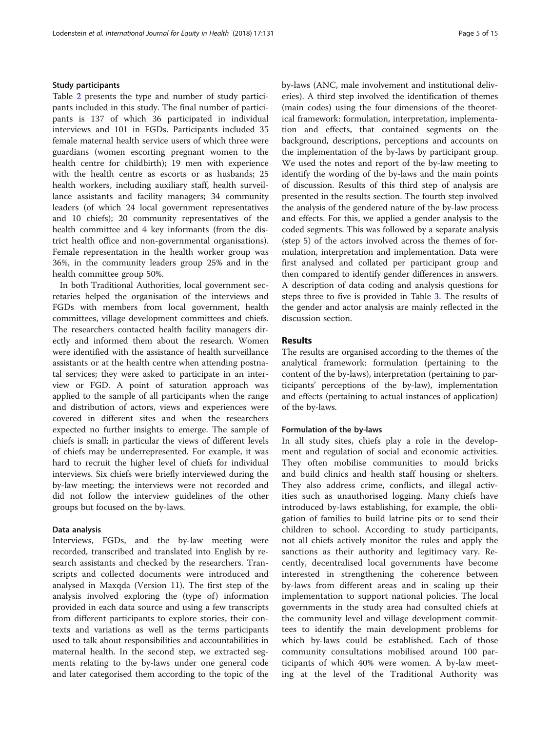### Study participants

Table 2 presents the type and number of study participants included in this study. The final number of participants is 137 of which 36 participated in individual interviews and 101 in FGDs. Participants included 35 female maternal health service users of which three were guardians (women escorting pregnant women to the health centre for childbirth); 19 men with experience with the health centre as escorts or as husbands; 25 health workers, including auxiliary staff, health surveillance assistants and facility managers; 34 community leaders (of which 24 local government representatives and 10 chiefs); 20 community representatives of the health committee and 4 key informants (from the district health office and non-governmental organisations). Female representation in the health worker group was 36%, in the community leaders group 25% and in the health committee group 50%.

In both Traditional Authorities, local government secretaries helped the organisation of the interviews and FGDs with members from local government, health committees, village development committees and chiefs. The researchers contacted health facility managers directly and informed them about the research. Women were identified with the assistance of health surveillance assistants or at the health centre when attending postnatal services; they were asked to participate in an interview or FGD. A point of saturation approach was applied to the sample of all participants when the range and distribution of actors, views and experiences were covered in different sites and when the researchers expected no further insights to emerge. The sample of chiefs is small; in particular the views of different levels of chiefs may be underrepresented. For example, it was hard to recruit the higher level of chiefs for individual interviews. Six chiefs were briefly interviewed during the by-law meeting; the interviews were not recorded and did not follow the interview guidelines of the other groups but focused on the by-laws.

### Data analysis

Interviews, FGDs, and the by-law meeting were recorded, transcribed and translated into English by research assistants and checked by the researchers. Transcripts and collected documents were introduced and analysed in Maxqda (Version 11). The first step of the analysis involved exploring the (type of) information provided in each data source and using a few transcripts from different participants to explore stories, their contexts and variations as well as the terms participants used to talk about responsibilities and accountabilities in maternal health. In the second step, we extracted segments relating to the by-laws under one general code and later categorised them according to the topic of the by-laws (ANC, male involvement and institutional deliveries). A third step involved the identification of themes (main codes) using the four dimensions of the theoretical framework: formulation, interpretation, implementation and effects, that contained segments on the background, descriptions, perceptions and accounts on the implementation of the by-laws by participant group. We used the notes and report of the by-law meeting to identify the wording of the by-laws and the main points of discussion. Results of this third step of analysis are presented in the results section. The fourth step involved the analysis of the gendered nature of the by-law process and effects. For this, we applied a gender analysis to the coded segments. This was followed by a separate analysis (step 5) of the actors involved across the themes of formulation, interpretation and implementation. Data were first analysed and collated per participant group and then compared to identify gender differences in answers. A description of data coding and analysis questions for steps three to five is provided in Table 3. The results of the gender and actor analysis are mainly reflected in the discussion section.

## Results

The results are organised according to the themes of the analytical framework: formulation (pertaining to the content of the by-laws), interpretation (pertaining to participants' perceptions of the by-law), implementation and effects (pertaining to actual instances of application) of the by-laws.

### Formulation of the by-laws

In all study sites, chiefs play a role in the development and regulation of social and economic activities. They often mobilise communities to mould bricks and build clinics and health staff housing or shelters. They also address crime, conflicts, and illegal activities such as unauthorised logging. Many chiefs have introduced by-laws establishing, for example, the obligation of families to build latrine pits or to send their children to school. According to study participants, not all chiefs actively monitor the rules and apply the sanctions as their authority and legitimacy vary. Recently, decentralised local governments have become interested in strengthening the coherence between by-laws from different areas and in scaling up their implementation to support national policies. The local governments in the study area had consulted chiefs at the community level and village development committees to identify the main development problems for which by-laws could be established. Each of those community consultations mobilised around 100 participants of which 40% were women. A by-law meeting at the level of the Traditional Authority was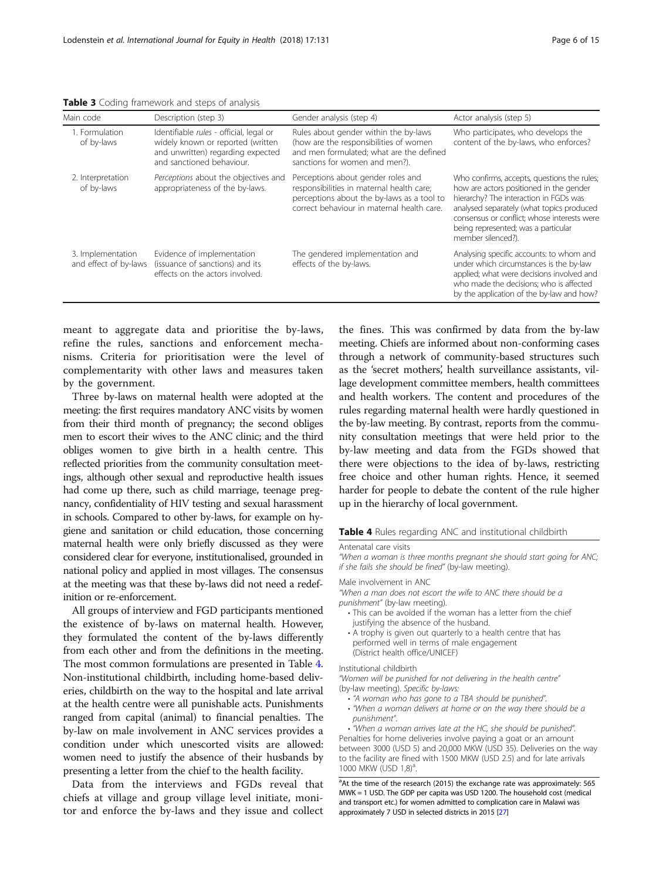**Table 3** Coding framework and steps of analysis

| Main code | Description (step 3) | Gender analysis (step 4) | Actor analysis (step 5) |
|---|---|---|---|
| 1. Formulation of by-laws | Identifiable *rules* - official, legal or widely known or reported (written and unwritten) regarding expected and sanctioned behaviour. | Rules about gender within the by-laws (how are the responsibilities of women and men formulated; what are the defined sanctions for women and men?). | Who participates, who develops the content of the by-laws, who enforces? |
| 2. Interpretation of by-laws | *Perceptions* about the objectives and appropriateness of the by-laws. | Perceptions about gender roles and responsibilities in maternal health care; perceptions about the by-laws as a tool to correct behaviour in maternal health care. | Who confirms, accepts, questions the rules; how are actors positioned in the gender hierarchy? The interaction in FGDs was analysed separately (what topics produced consensus or conflict; whose interests were being represented; was a particular member silenced?). |
| 3. Implementation and effect of by-laws | Evidence of implementation (issuance of sanctions) and its effects on the actors involved. | The gendered implementation and effects of the by-laws. | Analysing specific accounts: to whom and under which circumstances is the by-law applied; what were decisions involved and who made the decisions; who is affected by the application of the by-law and how? |

meant to aggregate data and prioritise the by-laws, refine the rules, sanctions and enforcement mechanisms. Criteria for prioritisation were the level of complementarity with other laws and measures taken by the government.

Three by-laws on maternal health were adopted at the meeting: the first requires mandatory ANC visits by women from their third month of pregnancy; the second obliges men to escort their wives to the ANC clinic; and the third obliges women to give birth in a health centre. This reflected priorities from the community consultation meetings, although other sexual and reproductive health issues had come up there, such as child marriage, teenage pregnancy, confidentiality of HIV testing and sexual harassment in schools. Compared to other by-laws, for example on hygiene and sanitation or child education, those concerning maternal health were only briefly discussed as they were considered clear for everyone, institutionalised, grounded in national policy and applied in most villages. The consensus at the meeting was that these by-laws did not need a redefinition or re-enforcement.

All groups of interview and FGD participants mentioned the existence of by-laws on maternal health. However, they formulated the content of the by-laws differently from each other and from the definitions in the meeting. The most common formulations are presented in Table 4. Non-institutional childbirth, including home-based deliveries, childbirth on the way to the hospital and late arrival at the health centre were all punishable acts. Punishments ranged from capital (animal) to financial penalties. The by-law on male involvement in ANC services provides a condition under which unescorted visits are allowed: women need to justify the absence of their husbands by presenting a letter from the chief to the health facility.

Data from the interviews and FGDs reveal that chiefs at village and group village level initiate, monitor and enforce the by-laws and they issue and collect the fines. This was confirmed by data from the by-law meeting. Chiefs are informed about non-conforming cases through a network of community-based structures such as the 'secret mothers', health surveillance assistants, village development committee members, health committees and health workers. The content and procedures of the rules regarding maternal health were hardly questioned in the by-law meeting. By contrast, reports from the community consultation meetings that were held prior to the by-law meeting and data from the FGDs showed that there were objections to the idea of by-laws, restricting free choice and other human rights. Hence, it seemed harder for people to debate the content of the rule higher up in the hierarchy of local government.

**Table 4** Rules regarding ANC and institutional childbirth

Antenatal care visits

*"When a woman is three months pregnant she should start going for ANC; if she fails she should be fined"* (by-law meeting).

Male involvement in ANC

*"When a man does not escort the wife to ANC there should be a punishment"* (by-law meeting).

- This can be avoided if the woman has a letter from the chief justifying the absence of the husband.
- A trophy is given out quarterly to a health centre that has performed well in terms of male engagement (District health office/UNICEF)

Institutional childbirth

*"Women will be punished for not delivering in the health centre"* (by-law meeting). *Specific by-laws:*

- *"A woman who has gone to a TBA should be punished".*
- *"When a woman delivers at home or on the way there should be a punishment".*
- *"When a woman arrives late at the HC, she should be punished".*

Penalties for home deliveries involve paying a goat or an amount between 3000 (USD 5) and 20,000 MKW (USD 35). Deliveries on the way to the facility are fined with 1500 MKW (USD 2.5) and for late arrivals 1000 MKW (USD 1,8)[a].

[a]At the time of the research (2015) the exchange rate was approximately: 565 MWK = 1 USD. The GDP per capita was USD 1200. The household cost (medical and transport etc.) for women admitted to complication care in Malawi was approximately 7 USD in selected districts in 2015 [27]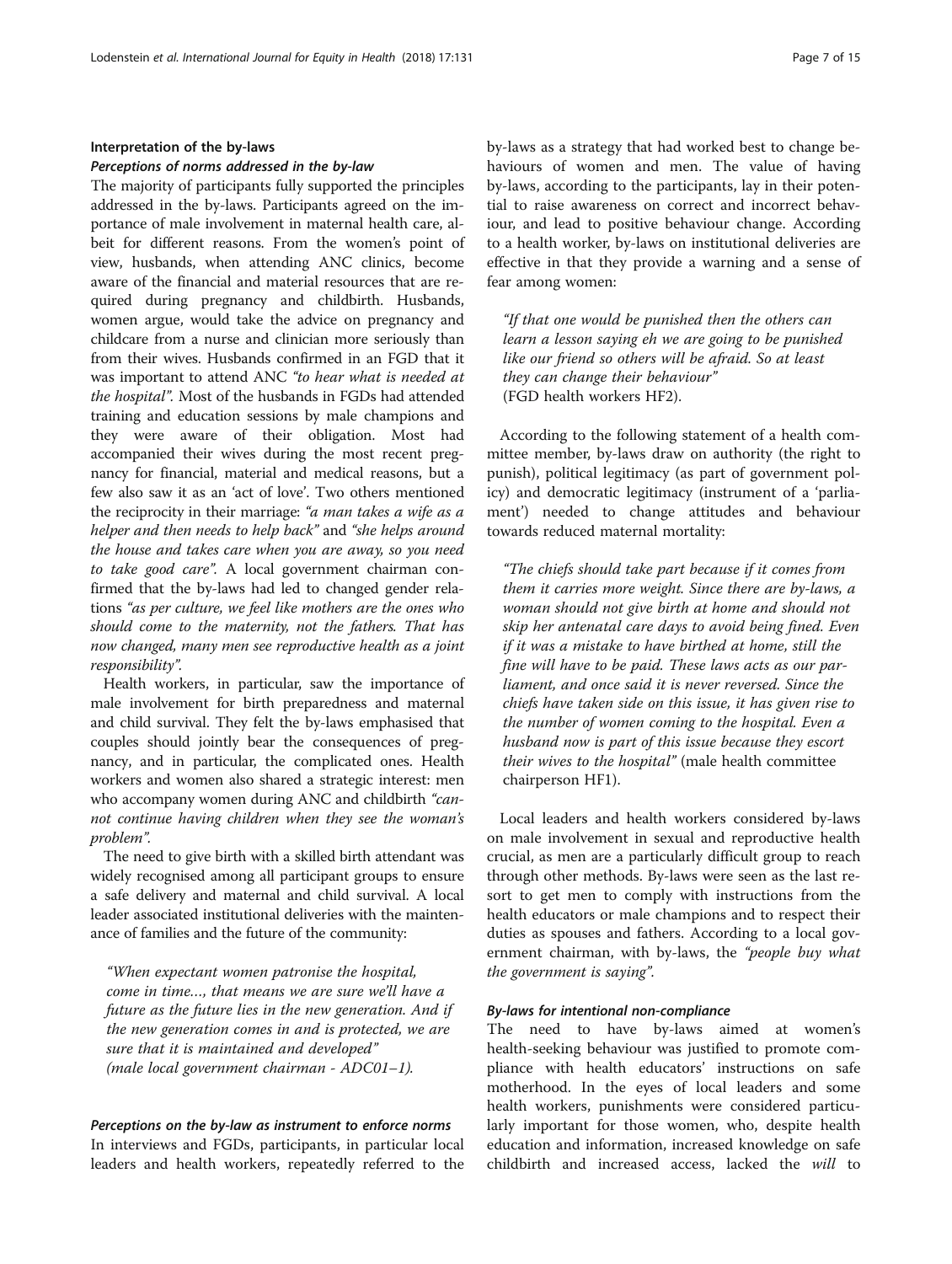### Interpretation of the by-laws

#### *Perceptions of norms addressed in the by-law*

The majority of participants fully supported the principles addressed in the by-laws. Participants agreed on the importance of male involvement in maternal health care, albeit for different reasons. From the women's point of view, husbands, when attending ANC clinics, become aware of the financial and material resources that are required during pregnancy and childbirth. Husbands, women argue, would take the advice on pregnancy and childcare from a nurse and clinician more seriously than from their wives. Husbands confirmed in an FGD that it was important to attend ANC *"to hear what is needed at the hospital"*. Most of the husbands in FGDs had attended training and education sessions by male champions and they were aware of their obligation. Most had accompanied their wives during the most recent pregnancy for financial, material and medical reasons, but a few also saw it as an 'act of love'. Two others mentioned the reciprocity in their marriage: *"a man takes a wife as a helper and then needs to help back"* and *"she helps around the house and takes care when you are away, so you need to take good care"*. A local government chairman confirmed that the by-laws had led to changed gender relations *"as per culture, we feel like mothers are the ones who should come to the maternity, not the fathers. That has now changed, many men see reproductive health as a joint responsibility"*.

Health workers, in particular, saw the importance of male involvement for birth preparedness and maternal and child survival. They felt the by-laws emphasised that couples should jointly bear the consequences of pregnancy, and in particular, the complicated ones. Health workers and women also shared a strategic interest: men who accompany women during ANC and childbirth *"cannot continue having children when they see the woman's problem"*.

The need to give birth with a skilled birth attendant was widely recognised among all participant groups to ensure a safe delivery and maternal and child survival. A local leader associated institutional deliveries with the maintenance of families and the future of the community:

> *"When expectant women patronise the hospital, come in time…, that means we are sure we'll have a future as the future lies in the new generation. And if the new generation comes in and is protected, we are sure that it is maintained and developed"* (male local government chairman - ADC01–1).

#### *Perceptions on the by-law as instrument to enforce norms*

In interviews and FGDs, participants, in particular local leaders and health workers, repeatedly referred to the by-laws as a strategy that had worked best to change behaviours of women and men. The value of having by-laws, according to the participants, lay in their potential to raise awareness on correct and incorrect behaviour, and lead to positive behaviour change. According to a health worker, by-laws on institutional deliveries are effective in that they provide a warning and a sense of fear among women:

> *"If that one would be punished then the others can learn a lesson saying eh we are going to be punished like our friend so others will be afraid. So at least they can change their behaviour"* (FGD health workers HF2).

According to the following statement of a health committee member, by-laws draw on authority (the right to punish), political legitimacy (as part of government policy) and democratic legitimacy (instrument of a 'parliament') needed to change attitudes and behaviour towards reduced maternal mortality:

> *"The chiefs should take part because if it comes from them it carries more weight. Since there are by-laws, a woman should not give birth at home and should not skip her antenatal care days to avoid being fined. Even if it was a mistake to have birthed at home, still the fine will have to be paid. These laws acts as our parliament, and once said it is never reversed. Since the chiefs have taken side on this issue, it has given rise to the number of women coming to the hospital. Even a husband now is part of this issue because they escort their wives to the hospital"* (male health committee chairperson HF1).

Local leaders and health workers considered by-laws on male involvement in sexual and reproductive health crucial, as men are a particularly difficult group to reach through other methods. By-laws were seen as the last resort to get men to comply with instructions from the health educators or male champions and to respect their duties as spouses and fathers. According to a local government chairman, with by-laws, the *"people buy what the government is saying"*.

#### *By-laws for intentional non-compliance*

The need to have by-laws aimed at women's health-seeking behaviour was justified to promote compliance with health educators' instructions on safe motherhood. In the eyes of local leaders and some health workers, punishments were considered particularly important for those women, who, despite health education and information, increased knowledge on safe childbirth and increased access, lacked the *will* to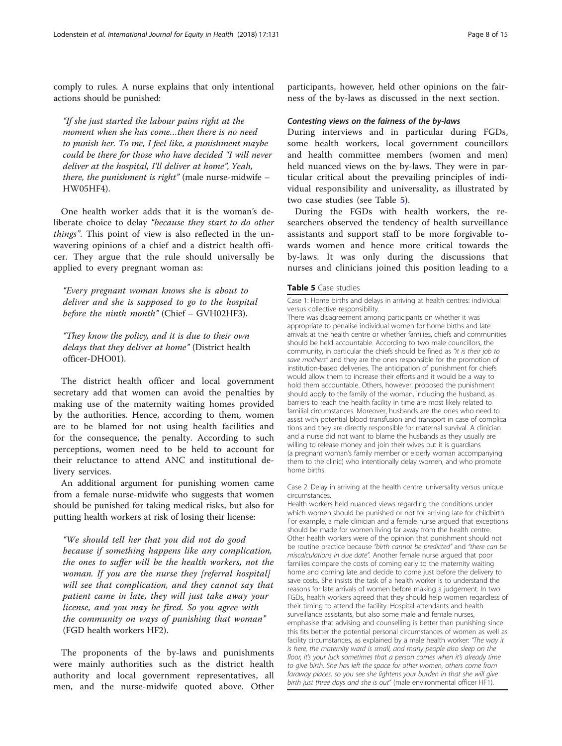comply to rules. A nurse explains that only intentional actions should be punished:

> "If she just started the labour pains right at the moment when she has come…then there is no need to punish her. To me, I feel like, a punishment maybe could be there for those who have decided "I will never deliver at the hospital, I'll deliver at home", Yeah, there, the punishment is right" (male nurse-midwife – HW05HF4).

One health worker adds that it is the woman's deliberate choice to delay *"because they start to do other things"*. This point of view is also reflected in the unwavering opinions of a chief and a district health officer. They argue that the rule should universally be applied to every pregnant woman as:

> "Every pregnant woman knows she is about to deliver and she is supposed to go to the hospital before the ninth month" (Chief – GVH02HF3).

> "They know the policy, and it is due to their own delays that they deliver at home" (District health officer-DHO01).

The district health officer and local government secretary add that women can avoid the penalties by making use of the maternity waiting homes provided by the authorities. Hence, according to them, women are to be blamed for not using health facilities and for the consequence, the penalty. According to such perceptions, women need to be held to account for their reluctance to attend ANC and institutional delivery services.

An additional argument for punishing women came from a female nurse-midwife who suggests that women should be punished for taking medical risks, but also for putting health workers at risk of losing their license:

> "We should tell her that you did not do good because if something happens like any complication, the ones to suffer will be the health workers, not the woman. If you are the nurse they [referral hospital] will see that complication, and they cannot say that patient came in late, they will just take away your license, and you may be fired. So you agree with the community on ways of punishing that woman" (FGD health workers HF2).

The proponents of the by-laws and punishments were mainly authorities such as the district health authority and local government representatives, all men, and the nurse-midwife quoted above. Other participants, however, held other opinions on the fairness of the by-laws as discussed in the next section.

#### Contesting views on the fairness of the by-laws

During interviews and in particular during FGDs, some health workers, local government councillors and health committee members (women and men) held nuanced views on the by-laws. They were in particular critical about the prevailing principles of individual responsibility and universality, as illustrated by two case studies (see Table 5).

During the FGDs with health workers, the researchers observed the tendency of health surveillance assistants and support staff to be more forgivable towards women and hence more critical towards the by-laws. It was only during the discussions that nurses and clinicians joined this position leading to a

**Table 5** Case studies

| |
|---|
| Case 1: Home births and delays in arriving at health centres: individual versus collective responsibility. |
| There was disagreement among participants on whether it was appropriate to penalise individual women for home births and late arrivals at the health centre or whether families, chiefs and communities should be held accountable. According to two male councillors, the community, in particular the chiefs should be fined as *"it is their job to save mothers"* and they are the ones responsible for the promotion of institution-based deliveries. The anticipation of punishment for chiefs would allow them to increase their efforts and it would be a way to hold them accountable. Others, however, proposed the punishment should apply to the family of the woman, including the husband, as barriers to reach the health facility in time are most likely related to familial circumstances. Moreover, husbands are the ones who need to assist with potential blood transfusion and transport in case of complications and they are directly responsible for maternal survival. A clinician and a nurse did not want to blame the husbands as they usually are willing to release money and join their wives but it is guardians (a pregnant woman's family member or elderly woman accompanying them to the clinic) who intentionally delay women, and who promote home births. |
| Case 2. Delay in arriving at the health centre: universality versus unique circumstances. |
| Health workers held nuanced views regarding the conditions under which women should be punished or not for arriving late for childbirth. For example, a male clinician and a female nurse argued that exceptions should be made for women living far away from the health centre. Other health workers were of the opinion that punishment should not be routine practice because *"birth cannot be predicted"* and *"there can be miscalculations in due date"*. Another female nurse argued that poor families compare the costs of coming early to the maternity waiting home and coming late and decide to come just before the delivery to save costs. She insists the task of a health worker is to understand the reasons for late arrivals of women before making a judgement. In two FGDs, health workers agreed that they should help women regardless of their timing to attend the facility. Hospital attendants and health surveillance assistants, but also some male and female nurses, emphasise that advising and counselling is better than punishing since this fits better the potential personal circumstances of women as well as facility circumstances, as explained by a male health worker: *"The way it is here, the maternity ward is small, and many people also sleep on the floor, it's your luck sometimes that a person comes when it's already time to give birth. She has left the space for other women, others come from faraway places, so you see she lightens your burden in that she will give birth just three days and she is out"* (male environmental officer HF1). |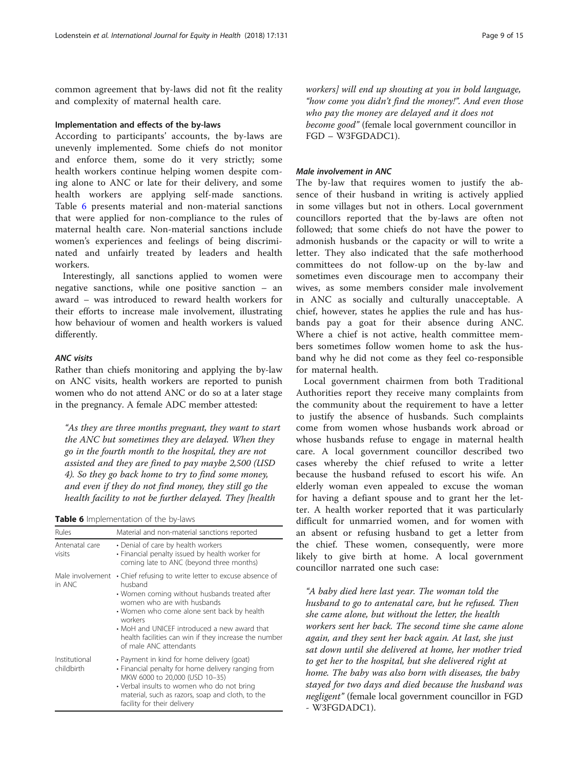common agreement that by-laws did not fit the reality and complexity of maternal health care.

## Implementation and effects of the by-laws

According to participants' accounts, the by-laws are unevenly implemented. Some chiefs do not monitor and enforce them, some do it very strictly; some health workers continue helping women despite coming alone to ANC or late for their delivery, and some health workers are applying self-made sanctions. Table 6 presents material and non-material sanctions that were applied for non-compliance to the rules of maternal health care. Non-material sanctions include women's experiences and feelings of being discriminated and unfairly treated by leaders and health workers.

Interestingly, all sanctions applied to women were negative sanctions, while one positive sanction – an award – was introduced to reward health workers for their efforts to increase male involvement, illustrating how behaviour of women and health workers is valued differently.

### *ANC visits*

Rather than chiefs monitoring and applying the by-law on ANC visits, health workers are reported to punish women who do not attend ANC or do so at a later stage in the pregnancy. A female ADC member attested:

> *"As they are three months pregnant, they want to start the ANC but sometimes they are delayed. When they go in the fourth month to the hospital, they are not assisted and they are fined to pay maybe 2,500 (USD 4). So they go back home to try to find some money, and even if they do not find money, they still go the health facility to not be further delayed. They [health workers] will end up shouting at you in bold language, "how come you didn't find the money!". And even those who pay the money are delayed and it does not become good"* (female local government councillor in FGD – W3FGDADC1).

**Table 6** Implementation of the by-laws

| Rules | Material and non-material sanctions reported |
|---|---|
| Antenatal care visits | • Denial of care by health workers<br>• Financial penalty issued by health worker for coming late to ANC (beyond three months) |
| Male involvement in ANC | • Chief refusing to write letter to excuse absence of husband<br>• Women coming without husbands treated after women who are with husbands<br>• Women who come alone sent back by health workers<br>• MoH and UNICEF introduced a new award that health facilities can win if they increase the number of male ANC attendants |
| Institutional childbirth | • Payment in kind for home delivery (goat)<br>• Financial penalty for home delivery ranging from MKW 6000 to 20,000 (USD 10–35)<br>• Verbal insults to women who do not bring material, such as razors, soap and cloth, to the facility for their delivery |

### *Male involvement in ANC*

The by-law that requires women to justify the absence of their husband in writing is actively applied in some villages but not in others. Local government councillors reported that the by-laws are often not followed; that some chiefs do not have the power to admonish husbands or the capacity or will to write a letter. They also indicated that the safe motherhood committees do not follow-up on the by-law and sometimes even discourage men to accompany their wives, as some members consider male involvement in ANC as socially and culturally unacceptable. A chief, however, states he applies the rule and has husbands pay a goat for their absence during ANC. Where a chief is not active, health committee members sometimes follow women home to ask the husband why he did not come as they feel co-responsible for maternal health.

Local government chairmen from both Traditional Authorities report they receive many complaints from the community about the requirement to have a letter to justify the absence of husbands. Such complaints come from women whose husbands work abroad or whose husbands refuse to engage in maternal health care. A local government councillor described two cases whereby the chief refused to write a letter because the husband refused to escort his wife. An elderly woman even appealed to excuse the woman for having a defiant spouse and to grant her the letter. A health worker reported that it was particularly difficult for unmarried women, and for women with an absent or refusing husband to get a letter from the chief. These women, consequently, were more likely to give birth at home. A local government councillor narrated one such case:

> *"A baby died here last year. The woman told the husband to go to antenatal care, but he refused. Then she came alone, but without the letter, the health workers sent her back. The second time she came alone again, and they sent her back again. At last, she just sat down until she delivered at home, her mother tried to get her to the hospital, but she delivered right at home. The baby was also born with diseases, the baby stayed for two days and died because the husband was negligent"* (female local government councillor in FGD - W3FGDADC1).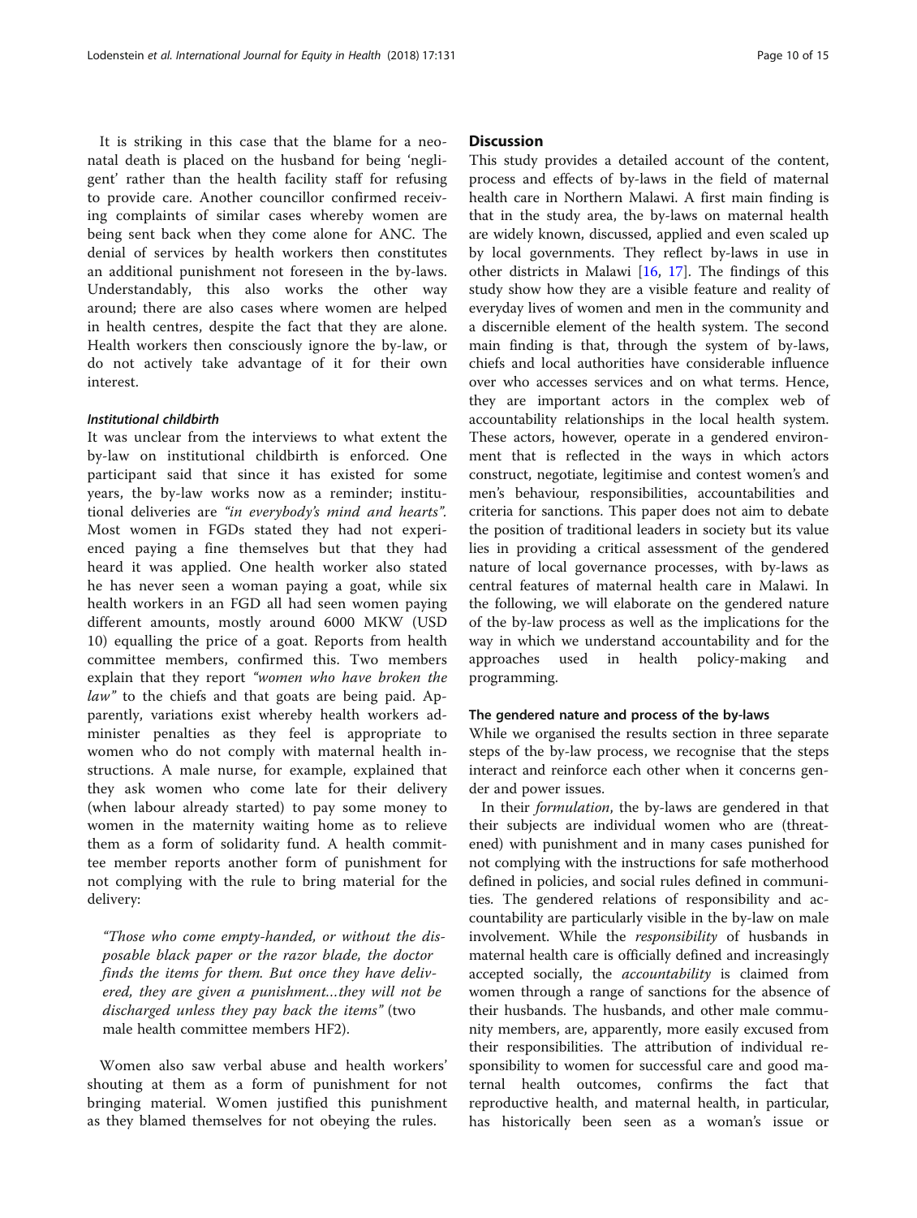It is striking in this case that the blame for a neonatal death is placed on the husband for being 'negligent' rather than the health facility staff for refusing to provide care. Another councillor confirmed receiving complaints of similar cases whereby women are being sent back when they come alone for ANC. The denial of services by health workers then constitutes an additional punishment not foreseen in the by-laws. Understandably, this also works the other way around; there are also cases where women are helped in health centres, despite the fact that they are alone. Health workers then consciously ignore the by-law, or do not actively take advantage of it for their own interest.

#### *Institutional childbirth*

It was unclear from the interviews to what extent the by-law on institutional childbirth is enforced. One participant said that since it has existed for some years, the by-law works now as a reminder; institutional deliveries are *"in everybody's mind and hearts"*. Most women in FGDs stated they had not experienced paying a fine themselves but that they had heard it was applied. One health worker also stated he has never seen a woman paying a goat, while six health workers in an FGD all had seen women paying different amounts, mostly around 6000 MKW (USD 10) equalling the price of a goat. Reports from health committee members, confirmed this. Two members explain that they report *"women who have broken the law"* to the chiefs and that goats are being paid. Apparently, variations exist whereby health workers administer penalties as they feel is appropriate to women who do not comply with maternal health instructions. A male nurse, for example, explained that they ask women who come late for their delivery (when labour already started) to pay some money to women in the maternity waiting home as to relieve them as a form of solidarity fund. A health committee member reports another form of punishment for not complying with the rule to bring material for the delivery:

> *"Those who come empty-handed, or without the disposable black paper or the razor blade, the doctor finds the items for them. But once they have delivered, they are given a punishment…they will not be discharged unless they pay back the items"* (two male health committee members HF2).

Women also saw verbal abuse and health workers' shouting at them as a form of punishment for not bringing material. Women justified this punishment as they blamed themselves for not obeying the rules.

## Discussion

This study provides a detailed account of the content, process and effects of by-laws in the field of maternal health care in Northern Malawi. A first main finding is that in the study area, the by-laws on maternal health are widely known, discussed, applied and even scaled up by local governments. They reflect by-laws in use in other districts in Malawi [16, 17]. The findings of this study show how they are a visible feature and reality of everyday lives of women and men in the community and a discernible element of the health system. The second main finding is that, through the system of by-laws, chiefs and local authorities have considerable influence over who accesses services and on what terms. Hence, they are important actors in the complex web of accountability relationships in the local health system. These actors, however, operate in a gendered environment that is reflected in the ways in which actors construct, negotiate, legitimise and contest women's and men's behaviour, responsibilities, accountabilities and criteria for sanctions. This paper does not aim to debate the position of traditional leaders in society but its value lies in providing a critical assessment of the gendered nature of local governance processes, with by-laws as central features of maternal health care in Malawi. In the following, we will elaborate on the gendered nature of the by-law process as well as the implications for the way in which we understand accountability and for the approaches used in health policy-making and programming.

### The gendered nature and process of the by-laws

While we organised the results section in three separate steps of the by-law process, we recognise that the steps interact and reinforce each other when it concerns gender and power issues.

In their *formulation*, the by-laws are gendered in that their subjects are individual women who are (threatened) with punishment and in many cases punished for not complying with the instructions for safe motherhood defined in policies, and social rules defined in communities. The gendered relations of responsibility and accountability are particularly visible in the by-law on male involvement. While the *responsibility* of husbands in maternal health care is officially defined and increasingly accepted socially, the *accountability* is claimed from women through a range of sanctions for the absence of their husbands. The husbands, and other male community members, are, apparently, more easily excused from their responsibilities. The attribution of individual responsibility to women for successful care and good maternal health outcomes, confirms the fact that reproductive health, and maternal health, in particular, has historically been seen as a woman's issue or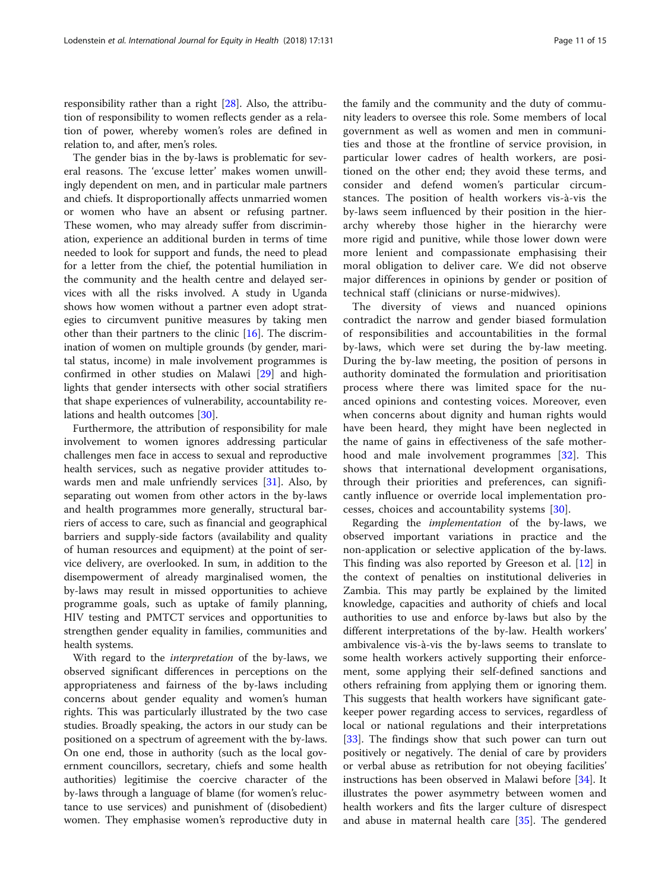responsibility rather than a right [28]. Also, the attribution of responsibility to women reflects gender as a relation of power, whereby women's roles are defined in relation to, and after, men's roles.

The gender bias in the by-laws is problematic for several reasons. The 'excuse letter' makes women unwillingly dependent on men, and in particular male partners and chiefs. It disproportionally affects unmarried women or women who have an absent or refusing partner. These women, who may already suffer from discrimination, experience an additional burden in terms of time needed to look for support and funds, the need to plead for a letter from the chief, the potential humiliation in the community and the health centre and delayed services with all the risks involved. A study in Uganda shows how women without a partner even adopt strategies to circumvent punitive measures by taking men other than their partners to the clinic [16]. The discrimination of women on multiple grounds (by gender, marital status, income) in male involvement programmes is confirmed in other studies on Malawi [29] and highlights that gender intersects with other social stratifiers that shape experiences of vulnerability, accountability relations and health outcomes [30].

Furthermore, the attribution of responsibility for male involvement to women ignores addressing particular challenges men face in access to sexual and reproductive health services, such as negative provider attitudes towards men and male unfriendly services [31]. Also, by separating out women from other actors in the by-laws and health programmes more generally, structural barriers of access to care, such as financial and geographical barriers and supply-side factors (availability and quality of human resources and equipment) at the point of service delivery, are overlooked. In sum, in addition to the disempowerment of already marginalised women, the by-laws may result in missed opportunities to achieve programme goals, such as uptake of family planning, HIV testing and PMTCT services and opportunities to strengthen gender equality in families, communities and health systems.

With regard to the *interpretation* of the by-laws, we observed significant differences in perceptions on the appropriateness and fairness of the by-laws including concerns about gender equality and women's human rights. This was particularly illustrated by the two case studies. Broadly speaking, the actors in our study can be positioned on a spectrum of agreement with the by-laws. On one end, those in authority (such as the local government councillors, secretary, chiefs and some health authorities) legitimise the coercive character of the by-laws through a language of blame (for women's reluctance to use services) and punishment of (disobedient) women. They emphasise women's reproductive duty in the family and the community and the duty of community leaders to oversee this role. Some members of local government as well as women and men in communities and those at the frontline of service provision, in particular lower cadres of health workers, are positioned on the other end; they avoid these terms, and consider and defend women's particular circumstances. The position of health workers vis-à-vis the by-laws seem influenced by their position in the hierarchy whereby those higher in the hierarchy were more rigid and punitive, while those lower down were more lenient and compassionate emphasising their moral obligation to deliver care. We did not observe major differences in opinions by gender or position of technical staff (clinicians or nurse-midwives).

The diversity of views and nuanced opinions contradict the narrow and gender biased formulation of responsibilities and accountabilities in the formal by-laws, which were set during the by-law meeting. During the by-law meeting, the position of persons in authority dominated the formulation and prioritisation process where there was limited space for the nuanced opinions and contesting voices. Moreover, even when concerns about dignity and human rights would have been heard, they might have been neglected in the name of gains in effectiveness of the safe motherhood and male involvement programmes [32]. This shows that international development organisations, through their priorities and preferences, can significantly influence or override local implementation processes, choices and accountability systems [30].

Regarding the *implementation* of the by-laws, we observed important variations in practice and the non-application or selective application of the by-laws. This finding was also reported by Greeson et al. [12] in the context of penalties on institutional deliveries in Zambia. This may partly be explained by the limited knowledge, capacities and authority of chiefs and local authorities to use and enforce by-laws but also by the different interpretations of the by-law. Health workers' ambivalence vis-à-vis the by-laws seems to translate to some health workers actively supporting their enforcement, some applying their self-defined sanctions and others refraining from applying them or ignoring them. This suggests that health workers have significant gatekeeper power regarding access to services, regardless of local or national regulations and their interpretations [33]. The findings show that such power can turn out positively or negatively. The denial of care by providers or verbal abuse as retribution for not obeying facilities' instructions has been observed in Malawi before [34]. It illustrates the power asymmetry between women and health workers and fits the larger culture of disrespect and abuse in maternal health care [35]. The gendered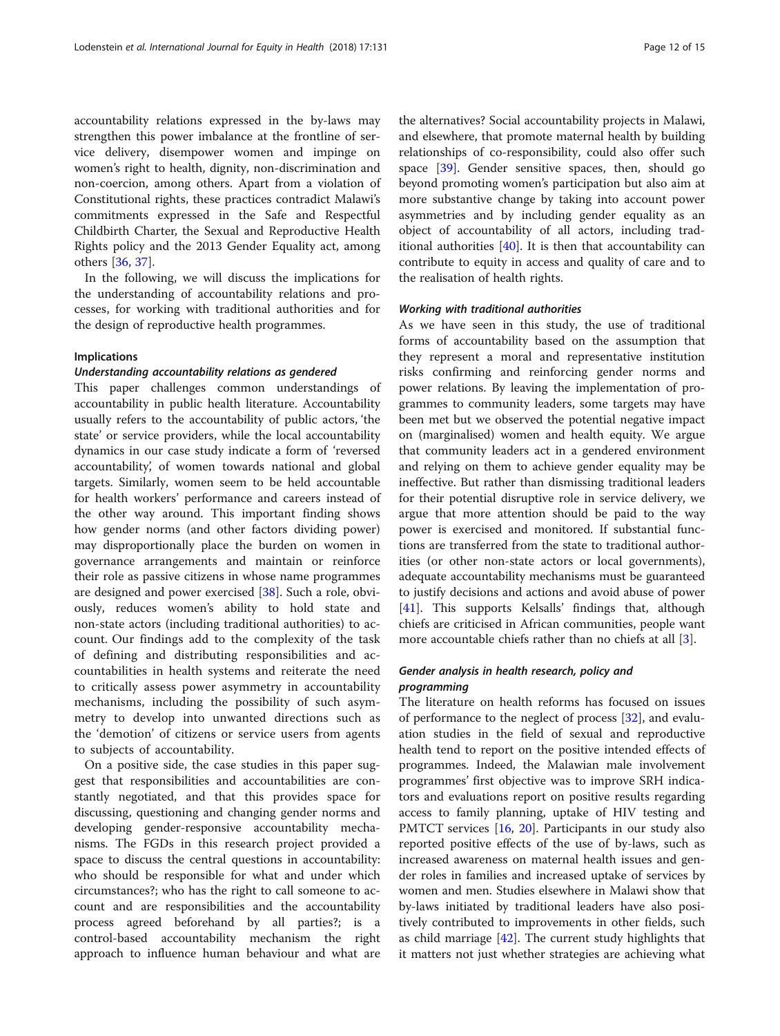accountability relations expressed in the by-laws may strengthen this power imbalance at the frontline of service delivery, disempower women and impinge on women's right to health, dignity, non-discrimination and non-coercion, among others. Apart from a violation of Constitutional rights, these practices contradict Malawi's commitments expressed in the Safe and Respectful Childbirth Charter, the Sexual and Reproductive Health Rights policy and the 2013 Gender Equality act, among others [36, 37].

In the following, we will discuss the implications for the understanding of accountability relations and processes, for working with traditional authorities and for the design of reproductive health programmes.

### Implications

#### *Understanding accountability relations as gendered*

This paper challenges common understandings of accountability in public health literature. Accountability usually refers to the accountability of public actors, 'the state' or service providers, while the local accountability dynamics in our case study indicate a form of 'reversed accountability', of women towards national and global targets. Similarly, women seem to be held accountable for health workers' performance and careers instead of the other way around. This important finding shows how gender norms (and other factors dividing power) may disproportionally place the burden on women in governance arrangements and maintain or reinforce their role as passive citizens in whose name programmes are designed and power exercised [38]. Such a role, obviously, reduces women's ability to hold state and non-state actors (including traditional authorities) to account. Our findings add to the complexity of the task of defining and distributing responsibilities and accountabilities in health systems and reiterate the need to critically assess power asymmetry in accountability mechanisms, including the possibility of such asymmetry to develop into unwanted directions such as the 'demotion' of citizens or service users from agents to subjects of accountability.

On a positive side, the case studies in this paper suggest that responsibilities and accountabilities are constantly negotiated, and that this provides space for discussing, questioning and changing gender norms and developing gender-responsive accountability mechanisms. The FGDs in this research project provided a space to discuss the central questions in accountability: who should be responsible for what and under which circumstances?; who has the right to call someone to account and are responsibilities and the accountability process agreed beforehand by all parties?; is a control-based accountability mechanism the right approach to influence human behaviour and what are the alternatives? Social accountability projects in Malawi, and elsewhere, that promote maternal health by building relationships of co-responsibility, could also offer such space [39]. Gender sensitive spaces, then, should go beyond promoting women's participation but also aim at more substantive change by taking into account power asymmetries and by including gender equality as an object of accountability of all actors, including traditional authorities [40]. It is then that accountability can contribute to equity in access and quality of care and to the realisation of health rights.

#### *Working with traditional authorities*

As we have seen in this study, the use of traditional forms of accountability based on the assumption that they represent a moral and representative institution risks confirming and reinforcing gender norms and power relations. By leaving the implementation of programmes to community leaders, some targets may have been met but we observed the potential negative impact on (marginalised) women and health equity. We argue that community leaders act in a gendered environment and relying on them to achieve gender equality may be ineffective. But rather than dismissing traditional leaders for their potential disruptive role in service delivery, we argue that more attention should be paid to the way power is exercised and monitored. If substantial functions are transferred from the state to traditional authorities (or other non-state actors or local governments), adequate accountability mechanisms must be guaranteed to justify decisions and actions and avoid abuse of power [41]. This supports Kelsalls' findings that, although chiefs are criticised in African communities, people want more accountable chiefs rather than no chiefs at all [3].

#### *Gender analysis in health research, policy and programming*

The literature on health reforms has focused on issues of performance to the neglect of process [32], and evaluation studies in the field of sexual and reproductive health tend to report on the positive intended effects of programmes. Indeed, the Malawian male involvement programmes' first objective was to improve SRH indicators and evaluations report on positive results regarding access to family planning, uptake of HIV testing and PMTCT services [16, 20]. Participants in our study also reported positive effects of the use of by-laws, such as increased awareness on maternal health issues and gender roles in families and increased uptake of services by women and men. Studies elsewhere in Malawi show that by-laws initiated by traditional leaders have also positively contributed to improvements in other fields, such as child marriage [42]. The current study highlights that it matters not just whether strategies are achieving what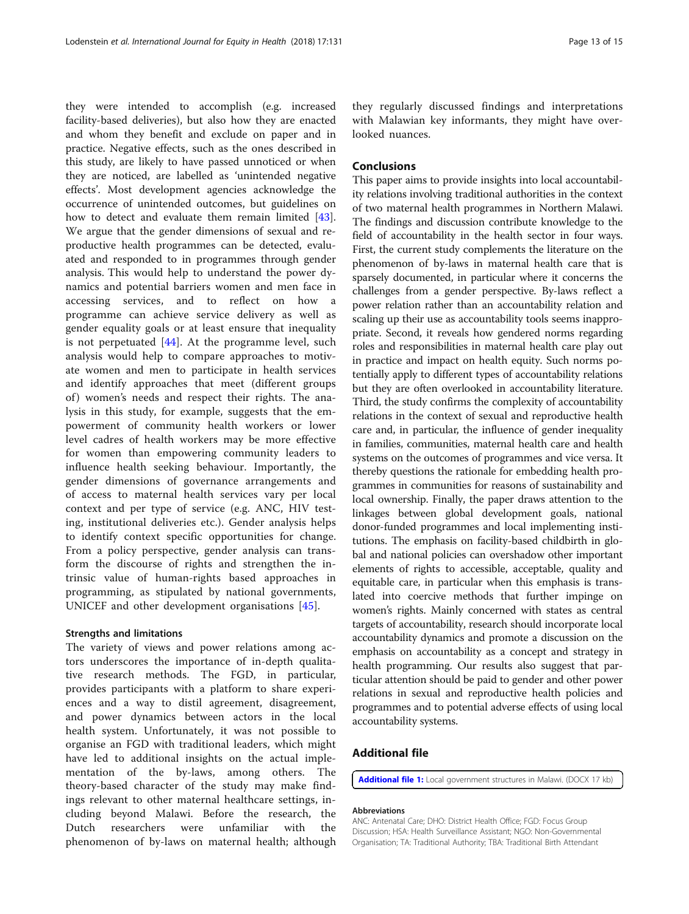they were intended to accomplish (e.g. increased facility-based deliveries), but also how they are enacted and whom they benefit and exclude on paper and in practice. Negative effects, such as the ones described in this study, are likely to have passed unnoticed or when they are noticed, are labelled as 'unintended negative effects'. Most development agencies acknowledge the occurrence of unintended outcomes, but guidelines on how to detect and evaluate them remain limited [43]. We argue that the gender dimensions of sexual and reproductive health programmes can be detected, evaluated and responded to in programmes through gender analysis. This would help to understand the power dynamics and potential barriers women and men face in accessing services, and to reflect on how a programme can achieve service delivery as well as gender equality goals or at least ensure that inequality is not perpetuated [44]. At the programme level, such analysis would help to compare approaches to motivate women and men to participate in health services and identify approaches that meet (different groups of) women's needs and respect their rights. The analysis in this study, for example, suggests that the empowerment of community health workers or lower level cadres of health workers may be more effective for women than empowering community leaders to influence health seeking behaviour. Importantly, the gender dimensions of governance arrangements and of access to maternal health services vary per local context and per type of service (e.g. ANC, HIV testing, institutional deliveries etc.). Gender analysis helps to identify context specific opportunities for change. From a policy perspective, gender analysis can transform the discourse of rights and strengthen the intrinsic value of human-rights based approaches in programming, as stipulated by national governments, UNICEF and other development organisations [45].

### Strengths and limitations

The variety of views and power relations among actors underscores the importance of in-depth qualitative research methods. The FGD, in particular, provides participants with a platform to share experiences and a way to distil agreement, disagreement, and power dynamics between actors in the local health system. Unfortunately, it was not possible to organise an FGD with traditional leaders, which might have led to additional insights on the actual implementation of the by-laws, among others. The theory-based character of the study may make findings relevant to other maternal healthcare settings, including beyond Malawi. Before the research, the Dutch researchers were unfamiliar with the phenomenon of by-laws on maternal health; although they regularly discussed findings and interpretations with Malawian key informants, they might have overlooked nuances.

## Conclusions

This paper aims to provide insights into local accountability relations involving traditional authorities in the context of two maternal health programmes in Northern Malawi. The findings and discussion contribute knowledge to the field of accountability in the health sector in four ways. First, the current study complements the literature on the phenomenon of by-laws in maternal health care that is sparsely documented, in particular where it concerns the challenges from a gender perspective. By-laws reflect a power relation rather than an accountability relation and scaling up their use as accountability tools seems inappropriate. Second, it reveals how gendered norms regarding roles and responsibilities in maternal health care can play out in practice and impact on health equity. Such norms potentially apply to different types of accountability relations but they are often overlooked in accountability literature. Third, the study confirms the complexity of accountability relations in the context of sexual and reproductive health care and, in particular, the influence of gender inequality in families, communities, maternal health care and health systems on the outcomes of programmes and vice versa. It thereby questions the rationale for embedding health programmes in communities for reasons of sustainability and local ownership. Finally, the paper draws attention to the linkages between global development goals, national donor-funded programmes and local implementing institutions. The emphasis on facility-based childbirth in global and national policies can overshadow other important elements of rights to accessible, acceptable, quality and equitable care, in particular when this emphasis is translated into coercive methods that further impinge on women's rights. Mainly concerned with states as central targets of accountability, research should incorporate local accountability dynamics and promote a discussion on the emphasis on accountability as a concept and strategy in health programming. Our results also suggest that particular attention should be paid to gender and other power relations in sexual and reproductive health policies and programmes and to potential adverse effects of using local accountability systems.

## Additional file

**Additional file 1:** Local government structures in Malawi. (DOCX 17 kb)

#### Abbreviations

ANC: Antenatal Care; DHO: District Health Office; FGD: Focus Group Discussion; HSA: Health Surveillance Assistant; NGO: Non-Governmental Organisation; TA: Traditional Authority; TBA: Traditional Birth Attendant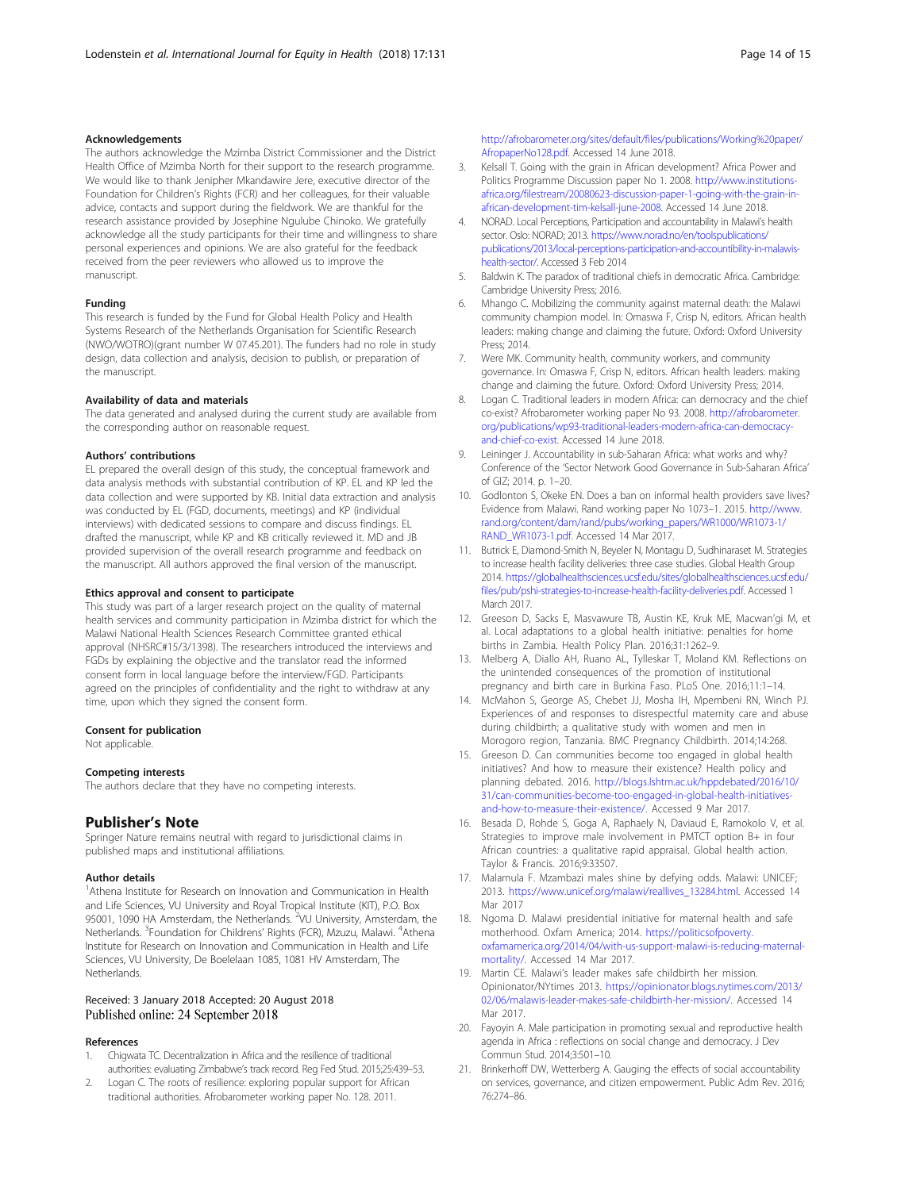### Acknowledgements

The authors acknowledge the Mzimba District Commissioner and the District Health Office of Mzimba North for their support to the research programme. We would like to thank Jenipher Mkandawire Jere, executive director of the Foundation for Children's Rights (FCR) and her colleagues, for their valuable advice, contacts and support during the fieldwork. We are thankful for the research assistance provided by Josephine Ngulube Chinoko. We gratefully acknowledge all the study participants for their time and willingness to share personal experiences and opinions. We are also grateful for the feedback received from the peer reviewers who allowed us to improve the manuscript.

### Funding

This research is funded by the Fund for Global Health Policy and Health Systems Research of the Netherlands Organisation for Scientific Research (NWO/WOTRO)(grant number W 07.45.201). The funders had no role in study design, data collection and analysis, decision to publish, or preparation of the manuscript.

### Availability of data and materials

The data generated and analysed during the current study are available from the corresponding author on reasonable request.

### Authors' contributions

EL prepared the overall design of this study, the conceptual framework and data analysis methods with substantial contribution of KP. EL and KP led the data collection and were supported by KB. Initial data extraction and analysis was conducted by EL (FGD, documents, meetings) and KP (individual interviews) with dedicated sessions to compare and discuss findings. EL drafted the manuscript, while KP and KB critically reviewed it. MD and JB provided supervision of the overall research programme and feedback on the manuscript. All authors approved the final version of the manuscript.

### Ethics approval and consent to participate

This study was part of a larger research project on the quality of maternal health services and community participation in Mzimba district for which the Malawi National Health Sciences Research Committee granted ethical approval (NHSRC#15/3/1398). The researchers introduced the interviews and FGDs by explaining the objective and the translator read the informed consent form in local language before the interview/FGD. Participants agreed on the principles of confidentiality and the right to withdraw at any time, upon which they signed the consent form.

### Consent for publication

Not applicable.

### Competing interests

The authors declare that they have no competing interests.

## Publisher's Note

Springer Nature remains neutral with regard to jurisdictional claims in published maps and institutional affiliations.

### Author details

[1]Athena Institute for Research on Innovation and Communication in Health and Life Sciences, VU University and Royal Tropical Institute (KIT), P.O. Box 95001, 1090 HA Amsterdam, the Netherlands. [2]VU University, Amsterdam, the Netherlands. [3]Foundation for Childrens' Rights (FCR), Mzuzu, Malawi. [4]Athena Institute for Research on Innovation and Communication in Health and Life Sciences, VU University, De Boelelaan 1085, 1081 HV Amsterdam, The Netherlands.

Received: 3 January 2018 Accepted: 20 August 2018
Published online: 24 September 2018

### References

1. Chigwata TC. Decentralization in Africa and the resilience of traditional authorities: evaluating Zimbabwe's track record. Reg Fed Stud. 2015;25:439–53.
2. Logan C. The roots of resilience: exploring popular support for African traditional authorities. Afrobarometer working paper No. 128. 2011. http://afrobarometer.org/sites/default/files/publications/Working%20paper/AfropaperNo128.pdf. Accessed 14 June 2018.
3. Kelsall T. Going with the grain in African development? Africa Power and Politics Programme Discussion paper No 1. 2008. http://www.institutions-africa.org/filestream/20080623-discussion-paper-1-going-with-the-grain-in-african-development-tim-kelsall-june-2008. Accessed 14 June 2018.
4. NORAD. Local Perceptions, Participation and accountability in Malawi's health sector. Oslo: NORAD; 2013. https://www.norad.no/en/toolspublications/publications/2013/local-perceptions-participation-and-accountibility-in-malawis-health-sector/. Accessed 3 Feb 2014
5. Baldwin K. The paradox of traditional chiefs in democratic Africa. Cambridge: Cambridge University Press; 2016.
6. Mhango C. Mobilizing the community against maternal death: the Malawi community champion model. In: Omaswa F, Crisp N, editors. African health leaders: making change and claiming the future. Oxford: Oxford University Press; 2014.
7. Were MK. Community health, community workers, and community governance. In: Omaswa F, Crisp N, editors. African health leaders: making change and claiming the future. Oxford: Oxford University Press; 2014.
8. Logan C. Traditional leaders in modern Africa: can democracy and the chief co-exist? Afrobarometer working paper No 93. 2008. http://afrobarometer.org/publications/wp93-traditional-leaders-modern-africa-can-democracy-and-chief-co-exist. Accessed 14 June 2018.
9. Leininger J. Accountability in sub-Saharan Africa: what works and why? Conference of the 'Sector Network Good Governance in Sub-Saharan Africa' of GIZ; 2014. p. 1–20.
10. Godlonton S, Okeke EN. Does a ban on informal health providers save lives? Evidence from Malawi. Rand working paper No 1073–1. 2015. http://www.rand.org/content/dam/rand/pubs/working_papers/WR1000/WR1073-1/RAND_WR1073-1.pdf. Accessed 14 Mar 2017.
11. Butrick E, Diamond-Smith N, Beyeler N, Montagu D, Sudhinaraset M. Strategies to increase health facility deliveries: three case studies. Global Health Group 2014. https://globalhealthsciences.ucsf.edu/sites/globalhealthsciences.ucsf.edu/files/pub/pshi-strategies-to-increase-health-facility-deliveries.pdf. Accessed 1 March 2017.
12. Greeson D, Sacks E, Masvawure TB, Austin KE, Kruk ME, Macwan'gi M, et al. Local adaptations to a global health initiative: penalties for home births in Zambia. Health Policy Plan. 2016;31:1262–9.
13. Melberg A, Diallo AH, Ruano AL, Tylleskar T, Moland KM. Reflections on the unintended consequences of the promotion of institutional pregnancy and birth care in Burkina Faso. PLoS One. 2016;11:1–14.
14. McMahon S, George AS, Chebet JJ, Mosha IH, Mpembeni RN, Winch PJ. Experiences of and responses to disrespectful maternity care and abuse during childbirth; a qualitative study with women and men in Morogoro region, Tanzania. BMC Pregnancy Childbirth. 2014;14:268.
15. Greeson D. Can communities become too engaged in global health initiatives? And how to measure their existence? Health policy and planning debated. 2016. http://blogs.lshtm.ac.uk/hppdebated/2016/10/31/can-communities-become-too-engaged-in-global-health-initiatives-and-how-to-measure-their-existence/. Accessed 9 Mar 2017.
16. Besada D, Rohde S, Goga A, Raphaely N, Daviaud E, Ramokolo V, et al. Strategies to improve male involvement in PMTCT option B+ in four African countries: a qualitative rapid appraisal. Global health action. Taylor & Francis. 2016;9:33507.
17. Malamula F. Mzambazi males shine by defying odds. Malawi: UNICEF; 2013. https://www.unicef.org/malawi/reallives_13284.html. Accessed 14 Mar 2017
18. Ngoma D. Malawi presidential initiative for maternal health and safe motherhood. Oxfam America; 2014. https://politicsofpoverty.oxfamamerica.org/2014/04/with-us-support-malawi-is-reducing-maternal-mortality/. Accessed 14 Mar 2017.
19. Martin CE. Malawi's leader makes safe childbirth her mission. Opinionator/NYtimes 2013. https://opinionator.blogs.nytimes.com/2013/02/06/malawis-leader-makes-safe-childbirth-her-mission/. Accessed 14 Mar 2017.
20. Fayoyin A. Male participation in promoting sexual and reproductive health agenda in Africa : reflections on social change and democracy. J Dev Commun Stud. 2014;3:501–10.
21. Brinkerhoff DW, Wetterberg A. Gauging the effects of social accountability on services, governance, and citizen empowerment. Public Adm Rev. 2016;76:274–86.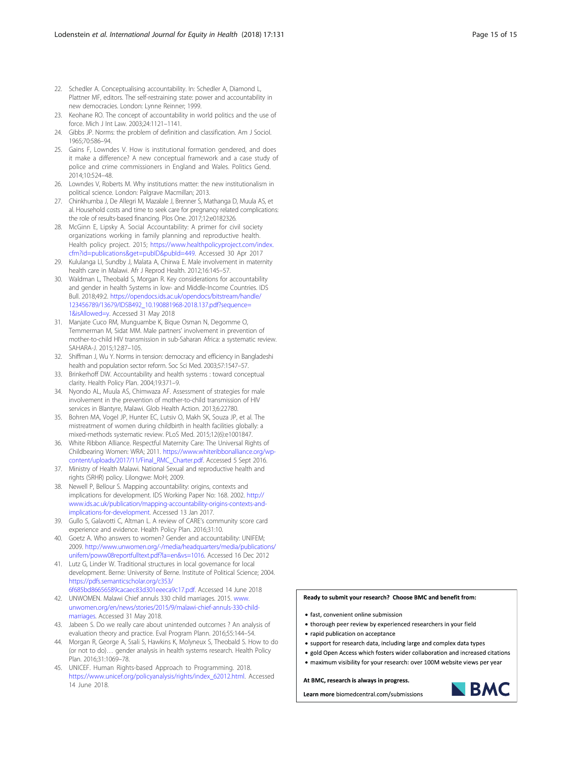22. Schedler A. Conceptualising accountability. In: Schedler A, Diamond L, Plattner MF, editors. The self-restraining state: power and accountability in new democracies. London: Lynne Reinner; 1999.
23. Keohane RO. The concept of accountability in world politics and the use of force. Mich J Int Law. 2003;24:1121–1141.
24. Gibbs JP. Norms: the problem of definition and classification. Am J Sociol. 1965;70:586–94.
25. Gains F, Lowndes V. How is institutional formation gendered, and does it make a difference? A new conceptual framework and a case study of police and crime commissioners in England and Wales. Politics Gend. 2014;10:524–48.
26. Lowndes V, Roberts M. Why institutions matter: the new institutionalism in political science. London: Palgrave Macmillan; 2013.
27. Chinkhumba J, De Allegri M, Mazalale J, Brenner S, Mathanga D, Muula AS, et al. Household costs and time to seek care for pregnancy related complications: the role of results-based financing. Plos One. 2017;12:e0182326.
28. McGinn E, Lipsky A. Social Accountability: A primer for civil society organizations working in family planning and reproductive health. Health policy project. 2015; https://www.healthpolicyproject.com/index.cfm?id=publications&get=pubID&pubId=449. Accessed 30 Apr 2017
29. Kululanga LI, Sundby J, Malata A, Chirwa E. Male involvement in maternity health care in Malawi. Afr J Reprod Health. 2012;16:145–57.
30. Waldman L, Theobald S, Morgan R. Key considerations for accountability and gender in health Systems in low- and Middle-Income Countries. IDS Bull. 2018;49:2. https://opendocs.ids.ac.uk/opendocs/bitstream/handle/123456789/13679/IDSB492_10.190881968-2018.137.pdf?sequence=1&isAllowed=y. Accessed 31 May 2018
31. Manjate Cuco RM, Munguambe K, Bique Osman N, Degomme O, Temmerman M, Sidat MM. Male partners' involvement in prevention of mother-to-child HIV transmission in sub-Saharan Africa: a systematic review. SAHARA-J. 2015;12:87–105.
32. Shiffman J, Wu Y. Norms in tension: democracy and efficiency in Bangladeshi health and population sector reform. Soc Sci Med. 2003;57:1547–57.
33. Brinkerhoff DW. Accountability and health systems : toward conceptual clarity. Health Policy Plan. 2004;19:371–9.
34. Nyondo AL, Muula AS, Chimwaza AF. Assessment of strategies for male involvement in the prevention of mother-to-child transmission of HIV services in Blantyre, Malawi. Glob Health Action. 2013;6:22780.
35. Bohren MA, Vogel JP, Hunter EC, Lutsiv O, Makh SK, Souza JP, et al. The mistreatment of women during childbirth in health facilities globally: a mixed-methods systematic review. PLoS Med. 2015;12(6):e1001847.
36. White Ribbon Alliance. Respectful Maternity Care: The Universal Rights of Childbearing Women: WRA; 2011. https://www.whiteribbonalliance.org/wp-content/uploads/2017/11/Final_RMC_Charter.pdf. Accessed 5 Sept 2016.
37. Ministry of Health Malawi. National Sexual and reproductive health and rights (SRHR) policy. Lilongwe: MoH; 2009.
38. Newell P, Bellour S. Mapping accountability: origins, contexts and implications for development. IDS Working Paper No: 168. 2002. http://www.ids.ac.uk/publication/mapping-accountability-origins-contexts-and-implications-for-development. Accessed 13 Jan 2017.
39. Gullo S, Galavotti C, Altman L. A review of CARE's community score card experience and evidence. Health Policy Plan. 2016;31:10.
40. Goetz A. Who answers to women? Gender and accountability: UNIFEM; 2009. http://www.unwomen.org/-/media/headquarters/media/publications/unifem/poww08reportfulltext.pdf?la=en&vs=1016. Accessed 16 Dec 2012
41. Lutz G, Linder W. Traditional structures in local governance for local development. Berne: University of Berne. Institute of Political Science; 2004. https://pdfs.semanticscholar.org/c353/6f685bd86656589cacaec83d301eeeca9c17.pdf. Accessed 14 June 2018
42. UNWOMEN. Malawi Chief annuls 330 child marriages. 2015. www.unwomen.org/en/news/stories/2015/9/malawi-chief-annuls-330-child-marriages. Accessed 31 May 2018.
43. Jabeen S. Do we really care about unintended outcomes ? An analysis of evaluation theory and practice. Eval Program Plann. 2016;55:144–54.
44. Morgan R, George A, Ssali S, Hawkins K, Molyneux S, Theobald S. How to do (or not to do)… gender analysis in health systems research. Health Policy Plan. 2016;31:1069–78.
45. UNICEF. Human Rights-based Approach to Programming. 2018. https://www.unicef.org/policyanalysis/rights/index_62012.html. Accessed 14 June 2018.

**Ready to submit your research? Choose BMC and benefit from:**

- fast, convenient online submission
- thorough peer review by experienced researchers in your field
- rapid publication on acceptance
- support for research data, including large and complex data types
- gold Open Access which fosters wider collaboration and increased citations
- maximum visibility for your research: over 100M website views per year

**At BMC, research is always in progress.**

**Learn more** biomedcentral.com/submissions